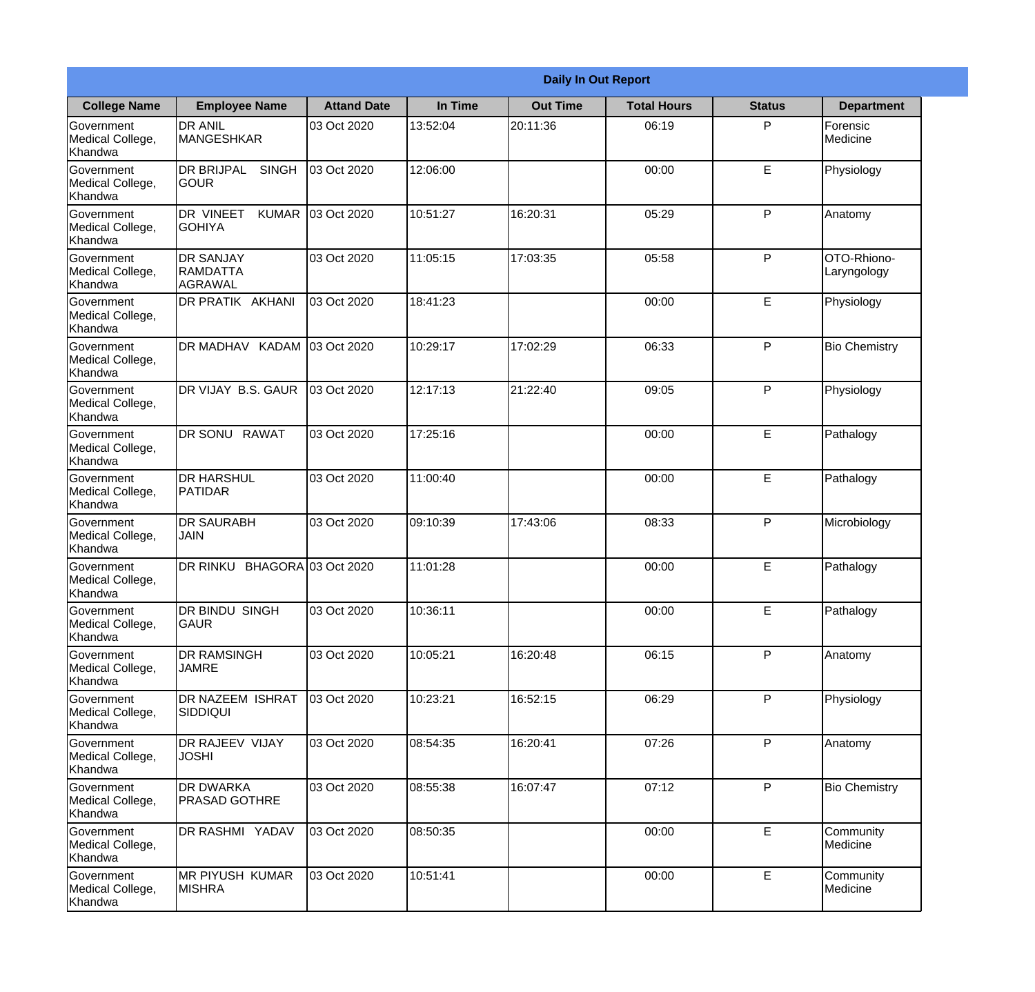**Daily In Out Report**

| College Name | Employee Name | Attand Date | In Time | Out Time | Total Hours | Status | Department |
|---|---|---|---|---|---|---|---|
| Government Medical College, Khandwa | DR ANIL MANGESHKAR | 03 Oct 2020 | 13:52:04 | 20:11:36 | 06:19 | P | Forensic Medicine |
| Government Medical College, Khandwa | DR BRIJPAL SINGH GOUR | 03 Oct 2020 | 12:06:00 | | 00:00 | E | Physiology |
| Government Medical College, Khandwa | DR VINEET KUMAR GOHIYA | 03 Oct 2020 | 10:51:27 | 16:20:31 | 05:29 | P | Anatomy |
| Government Medical College, Khandwa | DR SANJAY RAMDATTA AGRAWAL | 03 Oct 2020 | 11:05:15 | 17:03:35 | 05:58 | P | OTO-Rhiono-Laryngology |
| Government Medical College, Khandwa | DR PRATIK AKHANI | 03 Oct 2020 | 18:41:23 | | 00:00 | E | Physiology |
| Government Medical College, Khandwa | DR MADHAV KADAM | 03 Oct 2020 | 10:29:17 | 17:02:29 | 06:33 | P | Bio Chemistry |
| Government Medical College, Khandwa | DR VIJAY B.S. GAUR | 03 Oct 2020 | 12:17:13 | 21:22:40 | 09:05 | P | Physiology |
| Government Medical College, Khandwa | DR SONU RAWAT | 03 Oct 2020 | 17:25:16 | | 00:00 | E | Pathalogy |
| Government Medical College, Khandwa | DR HARSHUL PATIDAR | 03 Oct 2020 | 11:00:40 | | 00:00 | E | Pathalogy |
| Government Medical College, Khandwa | DR SAURABH JAIN | 03 Oct 2020 | 09:10:39 | 17:43:06 | 08:33 | P | Microbiology |
| Government Medical College, Khandwa | DR RINKU BHAGORA | 03 Oct 2020 | 11:01:28 | | 00:00 | E | Pathalogy |
| Government Medical College, Khandwa | DR BINDU SINGH GAUR | 03 Oct 2020 | 10:36:11 | | 00:00 | E | Pathalogy |
| Government Medical College, Khandwa | DR RAMSINGH JAMRE | 03 Oct 2020 | 10:05:21 | 16:20:48 | 06:15 | P | Anatomy |
| Government Medical College, Khandwa | DR NAZEEM ISHRAT SIDDIQUI | 03 Oct 2020 | 10:23:21 | 16:52:15 | 06:29 | P | Physiology |
| Government Medical College, Khandwa | DR RAJEEV VIJAY JOSHI | 03 Oct 2020 | 08:54:35 | 16:20:41 | 07:26 | P | Anatomy |
| Government Medical College, Khandwa | DR DWARKA PRASAD GOTHRE | 03 Oct 2020 | 08:55:38 | 16:07:47 | 07:12 | P | Bio Chemistry |
| Government Medical College, Khandwa | DR RASHMI YADAV | 03 Oct 2020 | 08:50:35 | | 00:00 | E | Community Medicine |
| Government Medical College, Khandwa | MR PIYUSH KUMAR MISHRA | 03 Oct 2020 | 10:51:41 | | 00:00 | E | Community Medicine |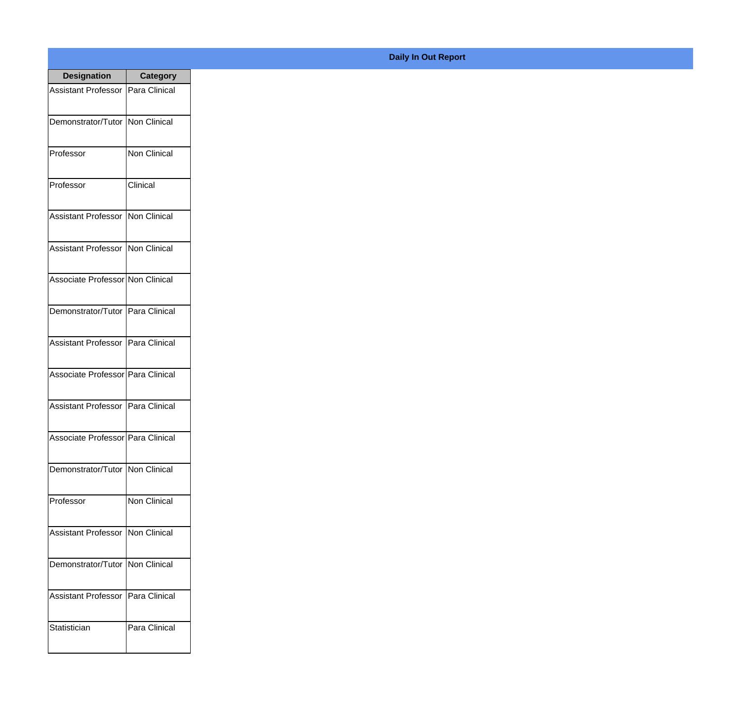**Daily In Out Report**

| Designation | Category |
| --- | --- |
| Assistant Professor | Para Clinical |
| Demonstrator/Tutor | Non Clinical |
| Professor | Non Clinical |
| Professor | Clinical |
| Assistant Professor | Non Clinical |
| Assistant Professor | Non Clinical |
| Associate Professor | Non Clinical |
| Demonstrator/Tutor | Para Clinical |
| Assistant Professor | Para Clinical |
| Associate Professor | Para Clinical |
| Assistant Professor | Para Clinical |
| Associate Professor | Para Clinical |
| Demonstrator/Tutor | Non Clinical |
| Professor | Non Clinical |
| Assistant Professor | Non Clinical |
| Demonstrator/Tutor | Non Clinical |
| Assistant Professor | Para Clinical |
| Statistician | Para Clinical |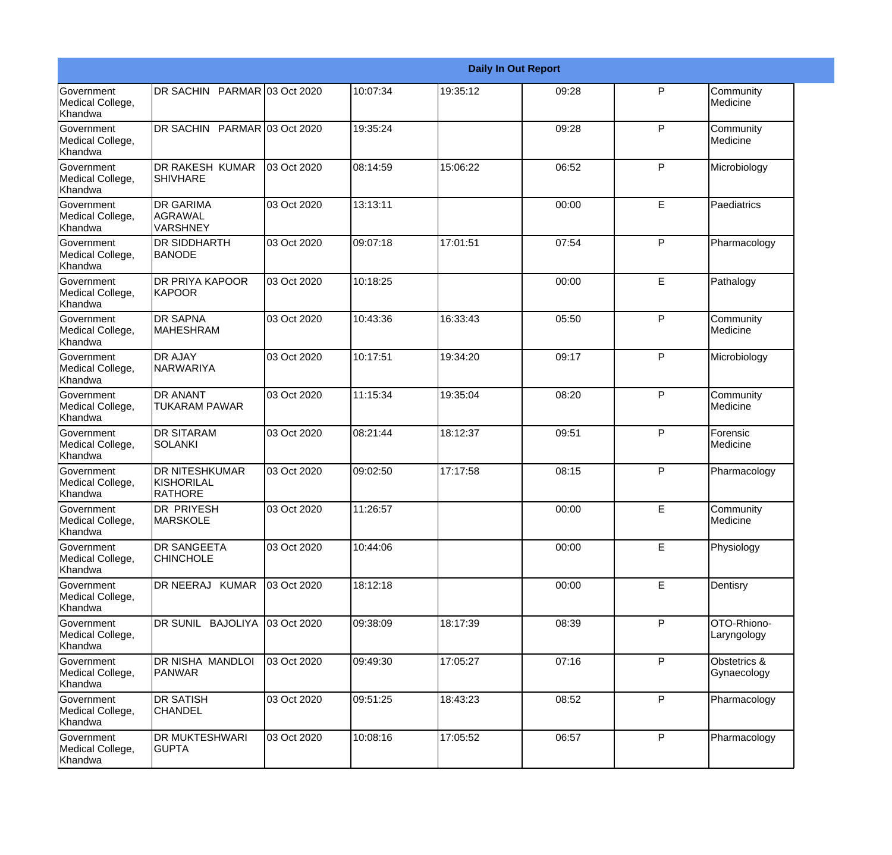| Daily In Out Report | | | | | | | |
|---|---|---|---|---|---|---|---|
| Government Medical College, Khandwa | DR SACHIN PARMAR | 03 Oct 2020 | 10:07:34 | 19:35:12 | 09:28 | P | Community Medicine |
| Government Medical College, Khandwa | DR SACHIN PARMAR | 03 Oct 2020 | 19:35:24 | | 09:28 | P | Community Medicine |
| Government Medical College, Khandwa | DR RAKESH KUMAR SHIVHARE | 03 Oct 2020 | 08:14:59 | 15:06:22 | 06:52 | P | Microbiology |
| Government Medical College, Khandwa | DR GARIMA AGRAWAL VARSHNEY | 03 Oct 2020 | 13:13:11 | | 00:00 | E | Paediatrics |
| Government Medical College, Khandwa | DR SIDDHARTH BANODE | 03 Oct 2020 | 09:07:18 | 17:01:51 | 07:54 | P | Pharmacology |
| Government Medical College, Khandwa | DR PRIYA KAPOOR KAPOOR | 03 Oct 2020 | 10:18:25 | | 00:00 | E | Pathalogy |
| Government Medical College, Khandwa | DR SAPNA MAHESHRAM | 03 Oct 2020 | 10:43:36 | 16:33:43 | 05:50 | P | Community Medicine |
| Government Medical College, Khandwa | DR AJAY NARWARIYA | 03 Oct 2020 | 10:17:51 | 19:34:20 | 09:17 | P | Microbiology |
| Government Medical College, Khandwa | DR ANANT TUKARAM PAWAR | 03 Oct 2020 | 11:15:34 | 19:35:04 | 08:20 | P | Community Medicine |
| Government Medical College, Khandwa | DR SITARAM SOLANKI | 03 Oct 2020 | 08:21:44 | 18:12:37 | 09:51 | P | Forensic Medicine |
| Government Medical College, Khandwa | DR NITESHKUMAR KISHORILAL RATHORE | 03 Oct 2020 | 09:02:50 | 17:17:58 | 08:15 | P | Pharmacology |
| Government Medical College, Khandwa | DR PRIYESH MARSKOLE | 03 Oct 2020 | 11:26:57 | | 00:00 | E | Community Medicine |
| Government Medical College, Khandwa | DR SANGEETA CHINCHOLE | 03 Oct 2020 | 10:44:06 | | 00:00 | E | Physiology |
| Government Medical College, Khandwa | DR NEERAJ KUMAR | 03 Oct 2020 | 18:12:18 | | 00:00 | E | Dentisry |
| Government Medical College, Khandwa | DR SUNIL BAJOLIYA | 03 Oct 2020 | 09:38:09 | 18:17:39 | 08:39 | P | OTO-Rhiono-Laryngology |
| Government Medical College, Khandwa | DR NISHA MANDLOI PANWAR | 03 Oct 2020 | 09:49:30 | 17:05:27 | 07:16 | P | Obstetrics & Gynaecology |
| Government Medical College, Khandwa | DR SATISH CHANDEL | 03 Oct 2020 | 09:51:25 | 18:43:23 | 08:52 | P | Pharmacology |
| Government Medical College, Khandwa | DR MUKTESHWARI GUPTA | 03 Oct 2020 | 10:08:16 | 17:05:52 | 06:57 | P | Pharmacology |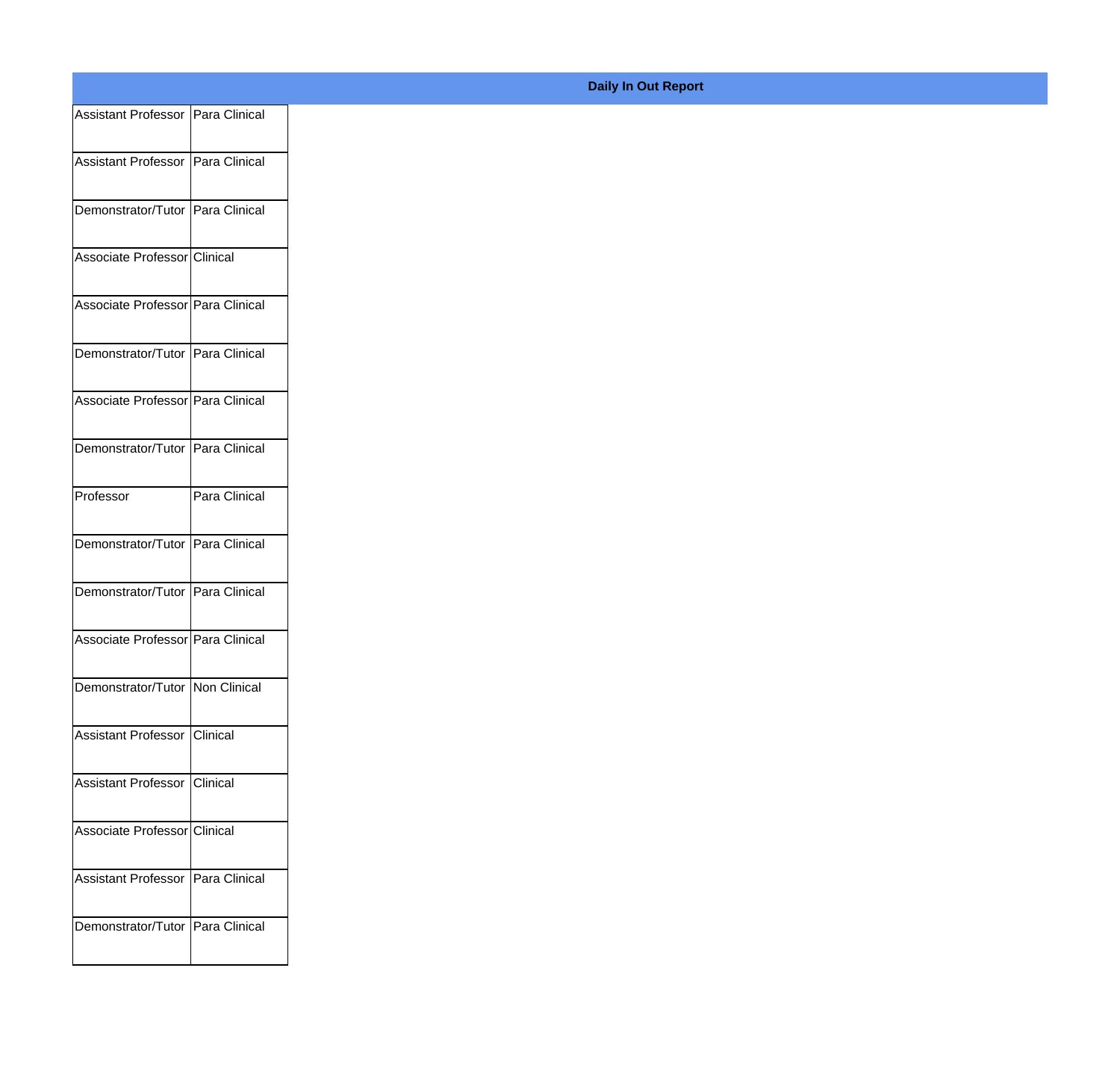**Daily In Out Report**

| | |
|---|---|
| Assistant Professor | Para Clinical |
| Assistant Professor | Para Clinical |
| Demonstrator/Tutor | Para Clinical |
| Associate Professor | Clinical |
| Associate Professor | Para Clinical |
| Demonstrator/Tutor | Para Clinical |
| Associate Professor | Para Clinical |
| Demonstrator/Tutor | Para Clinical |
| Professor | Para Clinical |
| Demonstrator/Tutor | Para Clinical |
| Demonstrator/Tutor | Para Clinical |
| Associate Professor | Para Clinical |
| Demonstrator/Tutor | Non Clinical |
| Assistant Professor | Clinical |
| Assistant Professor | Clinical |
| Associate Professor | Clinical |
| Assistant Professor | Para Clinical |
| Demonstrator/Tutor | Para Clinical |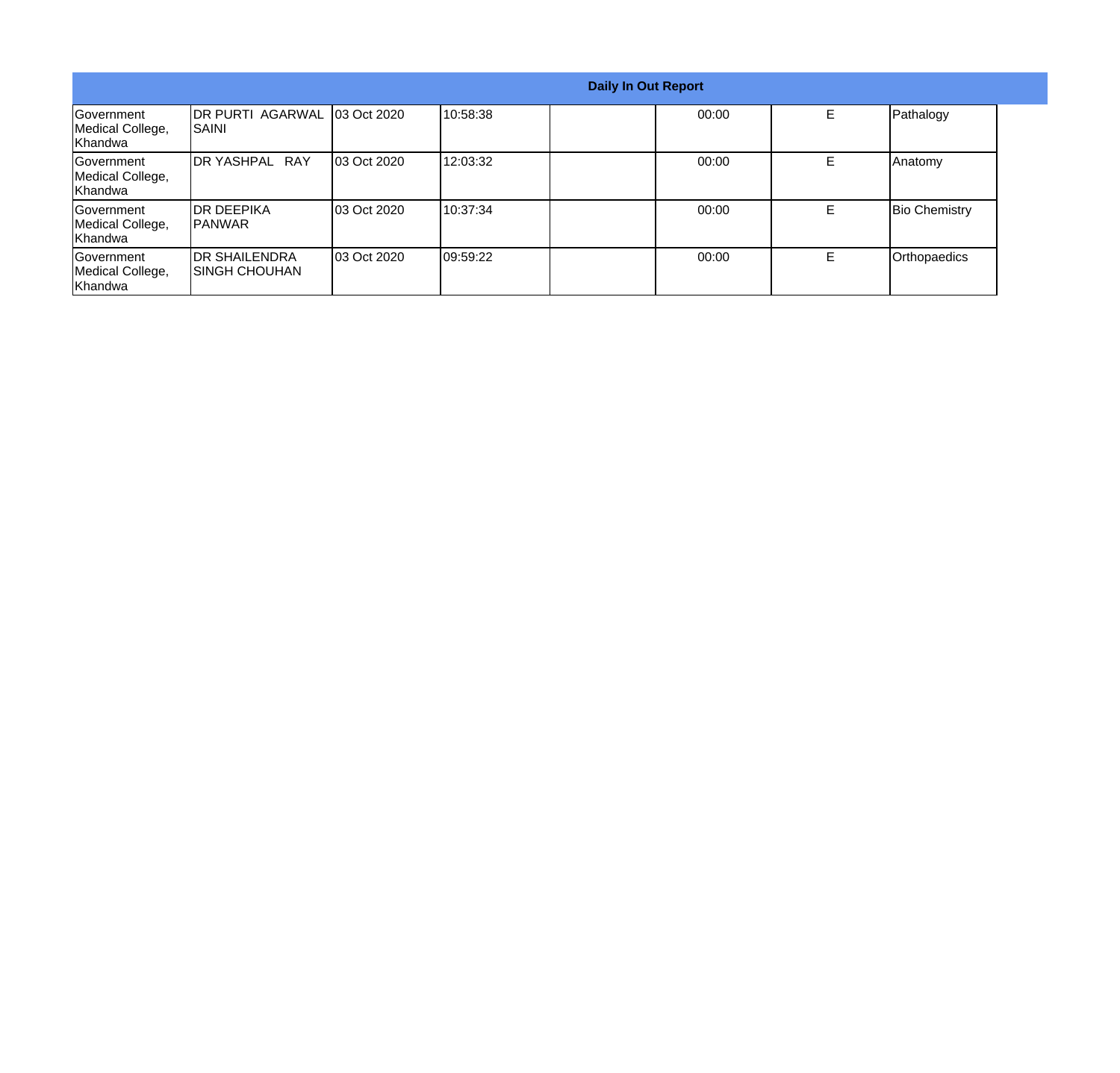| Daily In Out Report | | | | | | | |
|---|---|---|---|---|---|---|---|
| Government Medical College, Khandwa | DR PURTI AGARWAL SAINI | 03 Oct 2020 | 10:58:38 | | 00:00 | E | Pathalogy |
| Government Medical College, Khandwa | DR YASHPAL RAY | 03 Oct 2020 | 12:03:32 | | 00:00 | E | Anatomy |
| Government Medical College, Khandwa | DR DEEPIKA PANWAR | 03 Oct 2020 | 10:37:34 | | 00:00 | E | Bio Chemistry |
| Government Medical College, Khandwa | DR SHAILENDRA SINGH CHOUHAN | 03 Oct 2020 | 09:59:22 | | 00:00 | E | Orthopaedics |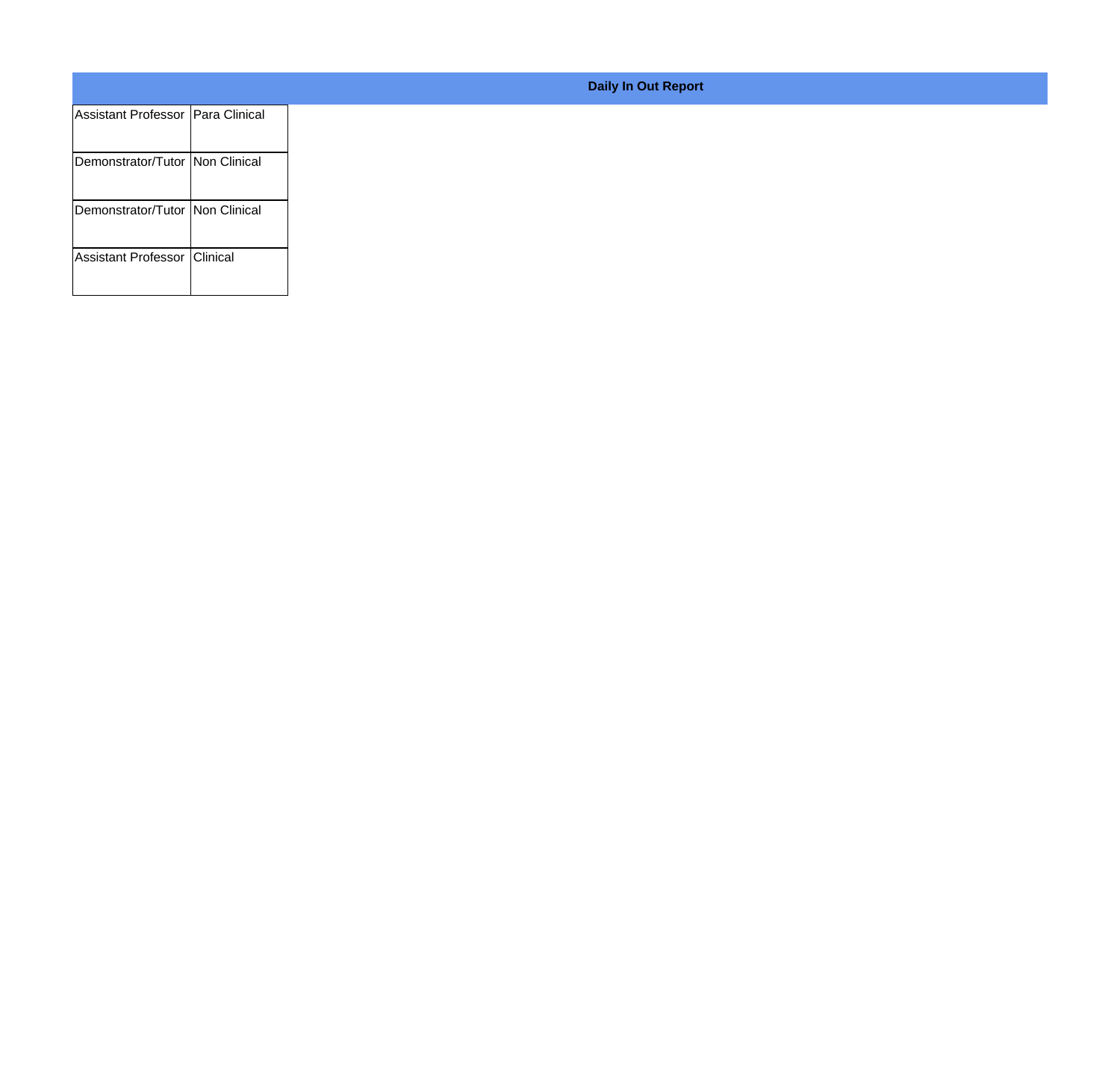**Daily In Out Report**

| | |
|---|---|
| Assistant Professor | Para Clinical |
| Demonstrator/Tutor | Non Clinical |
| Demonstrator/Tutor | Non Clinical |
| Assistant Professor | Clinical |